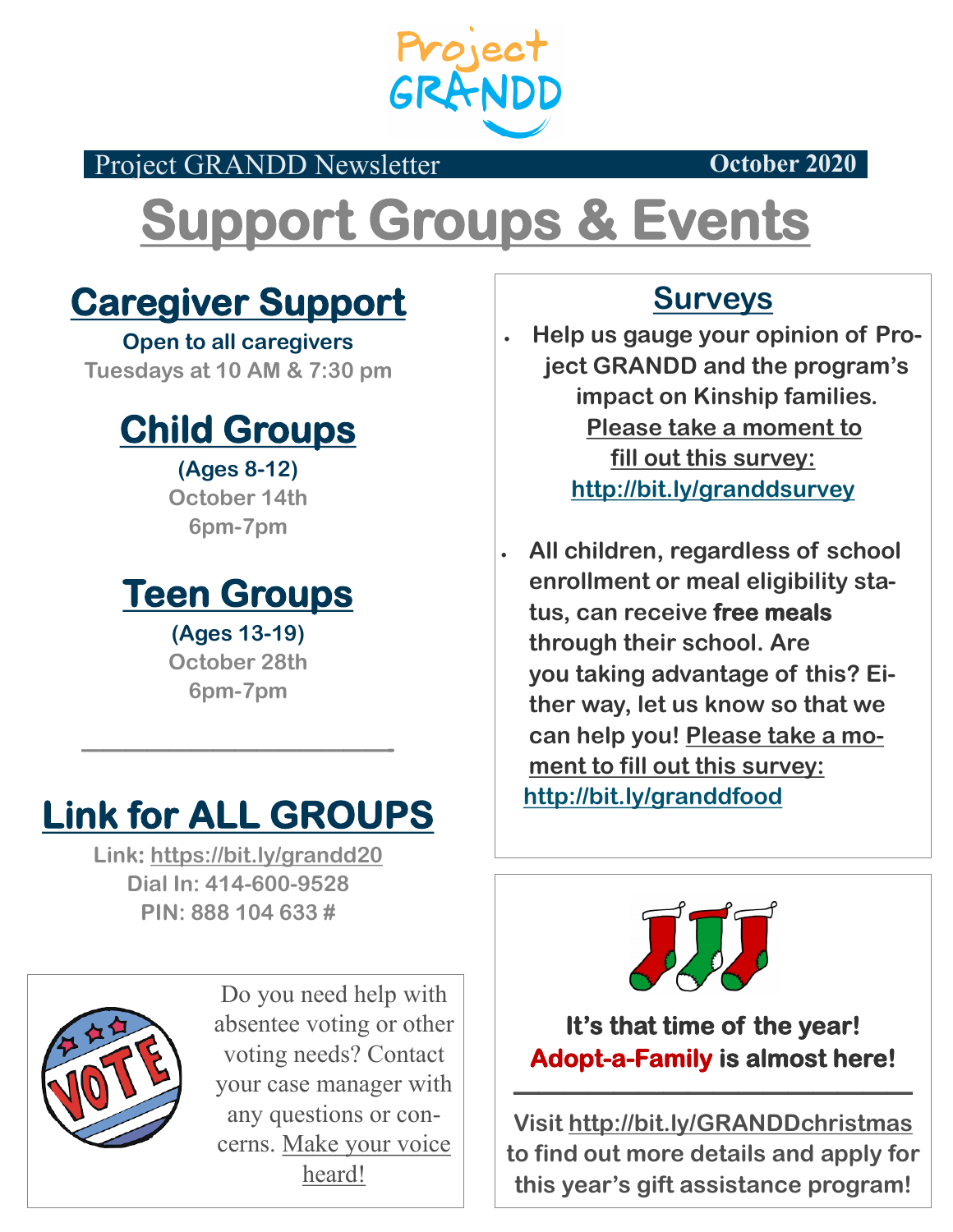Project GRANDD

Project GRANDD Newsletter — October 2020

# Support Groups & Events

## Caregiver Support

**Open to all caregivers**

Tuesdays at 10 AM & 7:30 pm

## Child Groups

**(Ages 8-12)**

October 14th

6pm-7pm

## Teen Groups

**(Ages 13-19)**

October 28th

6pm-7pm

---

## Link for ALL GROUPS

**Link:** https://bit.ly/grandd20

**Dial In:** 414-600-9528

**PIN:** 888 104 633 #

Do you need help with absentee voting or other voting needs? Contact your case manager with any questions or concerns. Make your voice heard!

## Surveys

- Help us gauge your opinion of Project GRANDD and the program's impact on Kinship families. Please take a moment to fill out this survey: http://bit.ly/granddsurvey
- All children, regardless of school enrollment or meal eligibility status, can receive **free meals** through their school. Are you taking advantage of this? Either way, let us know so that we can help you! Please take a moment to fill out this survey: http://bit.ly/granddfood

**It's that time of the year! Adopt-a-Family is almost here!**

---

Visit http://bit.ly/GRANDDchristmas to find out more details and apply for this year's gift assistance program!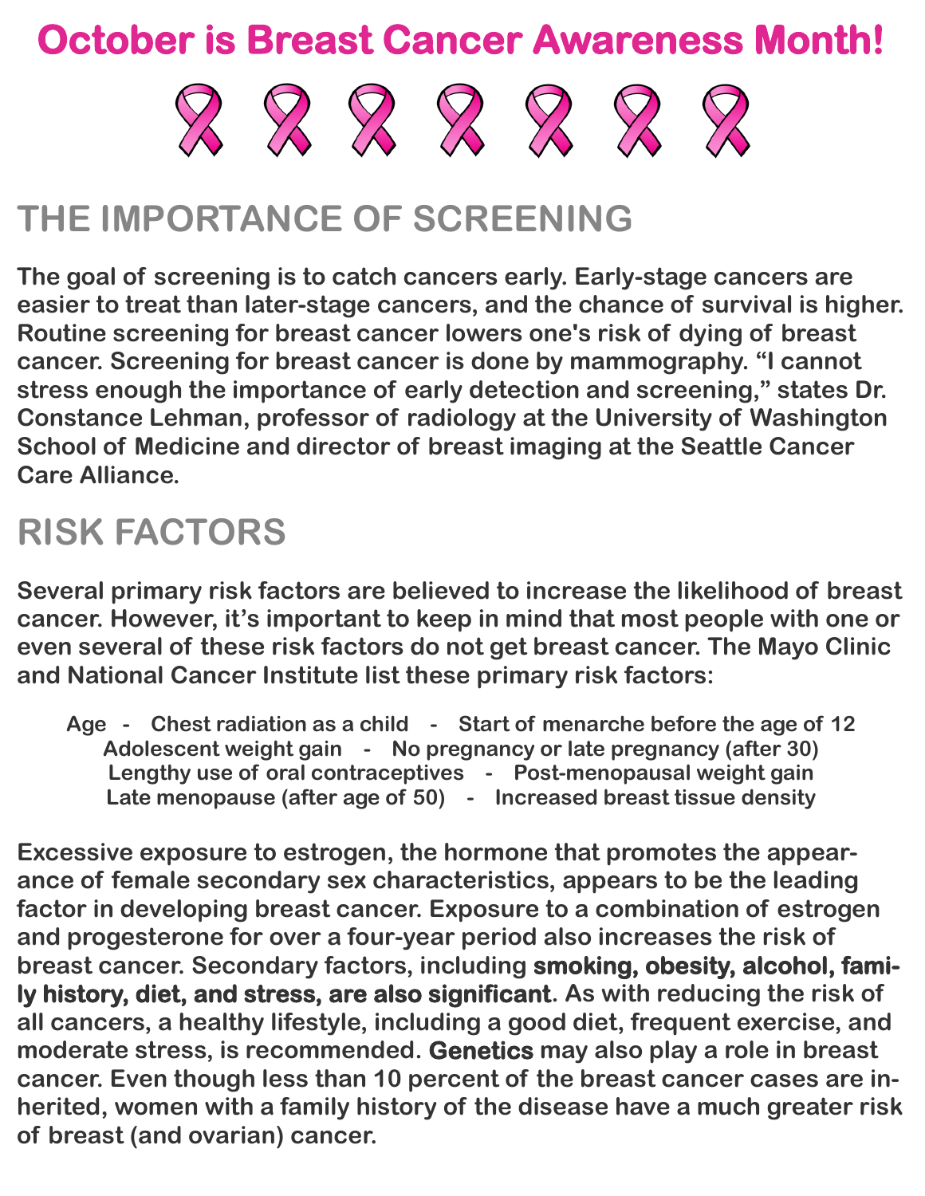# October is Breast Cancer Awareness Month!

## THE IMPORTANCE OF SCREENING

**The goal of screening is to catch cancers early. Early-stage cancers are easier to treat than later-stage cancers, and the chance of survival is higher. Routine screening for breast cancer lowers one's risk of dying of breast cancer. Screening for breast cancer is done by mammography. "I cannot stress enough the importance of early detection and screening," states Dr. Constance Lehman, professor of radiology at the University of Washington School of Medicine and director of breast imaging at the Seattle Cancer Care Alliance.**

## RISK FACTORS

**Several primary risk factors are believed to increase the likelihood of breast cancer. However, it's important to keep in mind that most people with one or even several of these risk factors do not get breast cancer. The Mayo Clinic and National Cancer Institute list these primary risk factors:**

Age - Chest radiation as a child - Start of menarche before the age of 12
Adolescent weight gain - No pregnancy or late pregnancy (after 30)
Lengthy use of oral contraceptives - Post-menopausal weight gain
Late menopause (after age of 50) - Increased breast tissue density

**Excessive exposure to estrogen, the hormone that promotes the appearance of female secondary sex characteristics, appears to be the leading factor in developing breast cancer. Exposure to a combination of estrogen and progesterone for over a four-year period also increases the risk of breast cancer. Secondary factors, including smoking, obesity, alcohol, family history, diet, and stress, are also significant. As with reducing the risk of all cancers, a healthy lifestyle, including a good diet, frequent exercise, and moderate stress, is recommended. Genetics may also play a role in breast cancer. Even though less than 10 percent of the breast cancer cases are inherited, women with a family history of the disease have a much greater risk of breast (and ovarian) cancer.**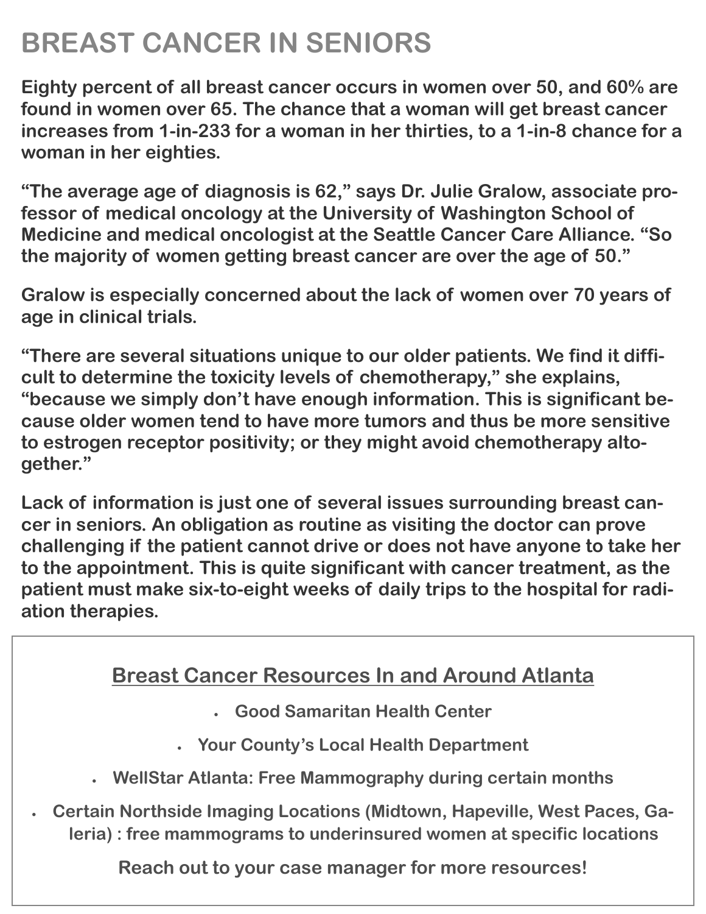# BREAST CANCER IN SENIORS

**Eighty percent of all breast cancer occurs in women over 50, and 60% are found in women over 65. The chance that a woman will get breast cancer increases from 1-in-233 for a woman in her thirties, to a 1-in-8 chance for a woman in her eighties.**

**"The average age of diagnosis is 62," says Dr. Julie Gralow, associate professor of medical oncology at the University of Washington School of Medicine and medical oncologist at the Seattle Cancer Care Alliance. "So the majority of women getting breast cancer are over the age of 50."**

**Gralow is especially concerned about the lack of women over 70 years of age in clinical trials.**

**"There are several situations unique to our older patients. We find it difficult to determine the toxicity levels of chemotherapy," she explains, "because we simply don't have enough information. This is significant because older women tend to have more tumors and thus be more sensitive to estrogen receptor positivity; or they might avoid chemotherapy altogether."**

**Lack of information is just one of several issues surrounding breast cancer in seniors. An obligation as routine as visiting the doctor can prove challenging if the patient cannot drive or does not have anyone to take her to the appointment. This is quite significant with cancer treatment, as the patient must make six-to-eight weeks of daily trips to the hospital for radiation therapies.**

## Breast Cancer Resources In and Around Atlanta

- **Good Samaritan Health Center**
- **Your County's Local Health Department**
- **WellStar Atlanta: Free Mammography during certain months**
- **Certain Northside Imaging Locations (Midtown, Hapeville, West Paces, Galeria) : free mammograms to underinsured women at specific locations**

**Reach out to your case manager for more resources!**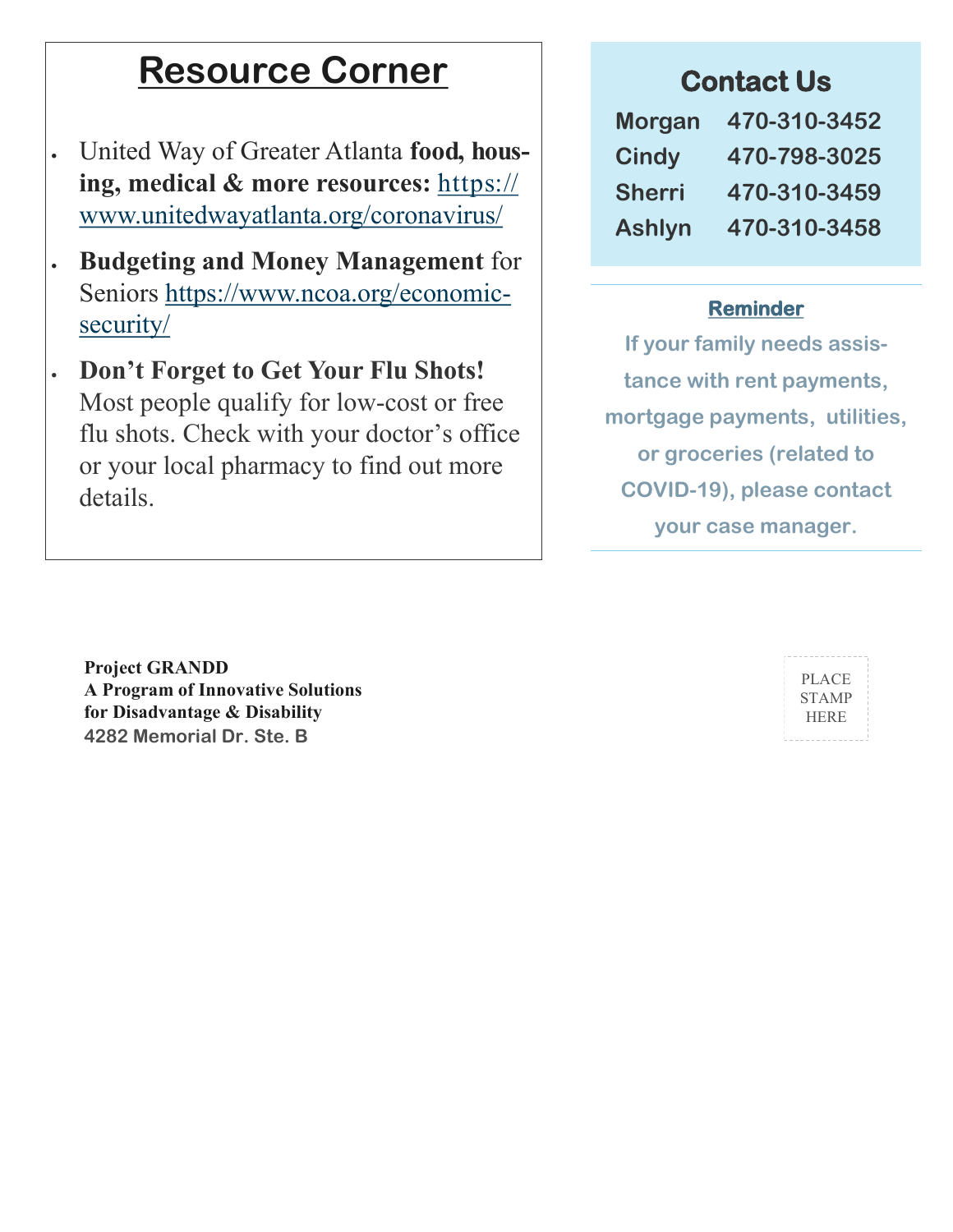# Resource Corner

- United Way of Greater Atlanta **food, housing, medical & more resources:** https://www.unitedwayatlanta.org/coronavirus/
- **Budgeting and Money Management** for Seniors https://www.ncoa.org/economic-security/
- **Don't Forget to Get Your Flu Shots!** Most people qualify for low-cost or free flu shots. Check with your doctor's office or your local pharmacy to find out more details.

## Contact Us

| | |
|---|---|
| Morgan | 470-310-3452 |
| Cindy | 470-798-3025 |
| Sherri | 470-310-3459 |
| Ashlyn | 470-310-3458 |

**Reminder**

If your family needs assistance with rent payments, mortgage payments, utilities, or groceries (related to COVID-19), please contact your case manager.

**Project GRANDD**
**A Program of Innovative Solutions for Disadvantage & Disability**
4282 Memorial Dr. Ste. B

PLACE STAMP HERE